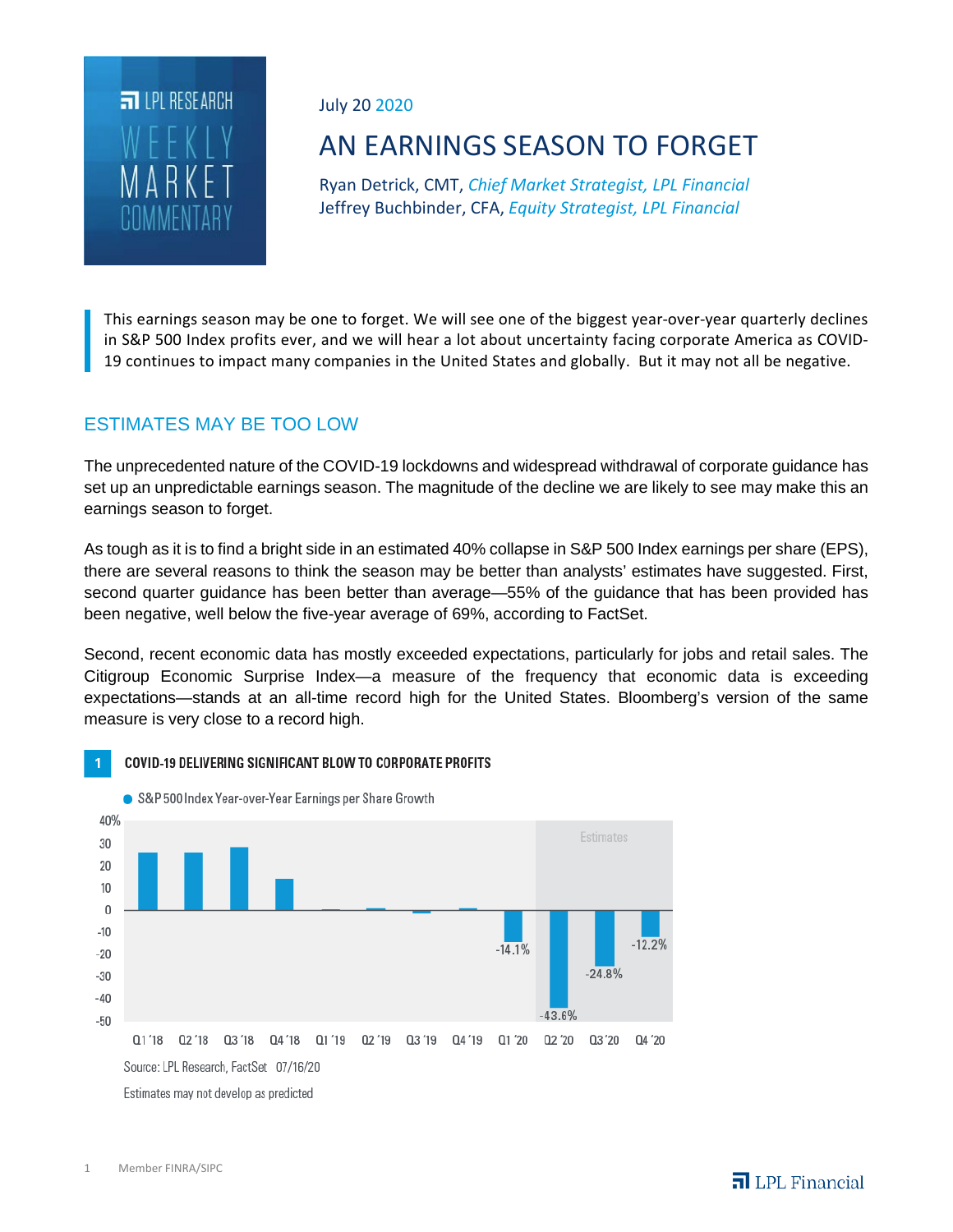LPL RESEARCH WEEKLY MARKET COMMENTARY

July 20 2020

# AN EARNINGS SEASON TO FORGET

Ryan Detrick, CMT, *Chief Market Strategist, LPL Financial*
Jeffrey Buchbinder, CFA, *Equity Strategist, LPL Financial*

> This earnings season may be one to forget. We will see one of the biggest year-over-year quarterly declines in S&P 500 Index profits ever, and we will hear a lot about uncertainty facing corporate America as COVID-19 continues to impact many companies in the United States and globally. But it may not all be negative.

## ESTIMATES MAY BE TOO LOW

The unprecedented nature of the COVID-19 lockdowns and widespread withdrawal of corporate guidance has set up an unpredictable earnings season. The magnitude of the decline we are likely to see may make this an earnings season to forget.

As tough as it is to find a bright side in an estimated 40% collapse in S&P 500 Index earnings per share (EPS), there are several reasons to think the season may be better than analysts' estimates have suggested. First, second quarter guidance has been better than average—55% of the guidance that has been provided has been negative, well below the five-year average of 69%, according to FactSet.

Second, recent economic data has mostly exceeded expectations, particularly for jobs and retail sales. The Citigroup Economic Surprise Index—a measure of the frequency that economic data is exceeding expectations—stands at an all-time record high for the United States. Bloomberg's version of the same measure is very close to a record high.

**1 COVID-19 DELIVERING SIGNIFICANT BLOW TO CORPORATE PROFITS**

S&P 500 Index Year-over-Year Earnings per Share Growth

| Quarter | EPS Growth |
|---|---|
| Q1 '18 | ~26% |
| Q2 '18 | ~26% |
| Q3 '18 | ~28% |
| Q4 '18 | ~14% |
| Q1 '19 | ~0% |
| Q2 '19 | ~1% |
| Q3 '19 | ~-1% |
| Q4 '19 | ~1% |
| Q1 '20 | -14.1% |
| Q2 '20 (Estimate) | -43.6% |
| Q3 '20 (Estimate) | -24.8% |
| Q4 '20 (Estimate) | -12.2% |

Source: LPL Research, FactSet 07/16/20

Estimates may not develop as predicted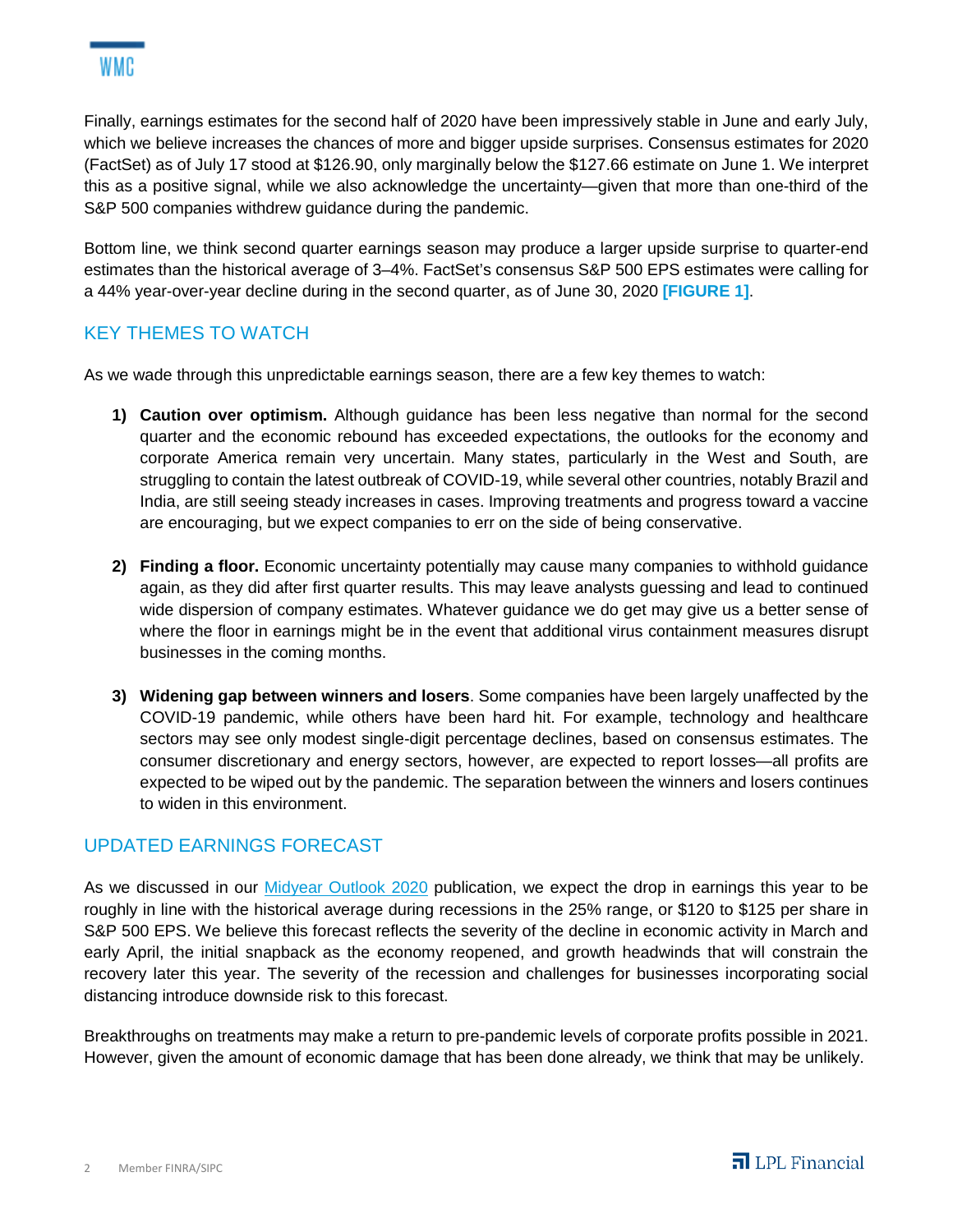Finally, earnings estimates for the second half of 2020 have been impressively stable in June and early July, which we believe increases the chances of more and bigger upside surprises. Consensus estimates for 2020 (FactSet) as of July 17 stood at $126.90, only marginally below the $127.66 estimate on June 1. We interpret this as a positive signal, while we also acknowledge the uncertainty—given that more than one-third of the S&P 500 companies withdrew guidance during the pandemic.

Bottom line, we think second quarter earnings season may produce a larger upside surprise to quarter-end estimates than the historical average of 3–4%. FactSet's consensus S&P 500 EPS estimates were calling for a 44% year-over-year decline during in the second quarter, as of June 30, 2020 **[FIGURE 1]**.

## KEY THEMES TO WATCH

As we wade through this unpredictable earnings season, there are a few key themes to watch:

1) **Caution over optimism.** Although guidance has been less negative than normal for the second quarter and the economic rebound has exceeded expectations, the outlooks for the economy and corporate America remain very uncertain. Many states, particularly in the West and South, are struggling to contain the latest outbreak of COVID-19, while several other countries, notably Brazil and India, are still seeing steady increases in cases. Improving treatments and progress toward a vaccine are encouraging, but we expect companies to err on the side of being conservative.

2) **Finding a floor.** Economic uncertainty potentially may cause many companies to withhold guidance again, as they did after first quarter results. This may leave analysts guessing and lead to continued wide dispersion of company estimates. Whatever guidance we do get may give us a better sense of where the floor in earnings might be in the event that additional virus containment measures disrupt businesses in the coming months.

3) **Widening gap between winners and losers**. Some companies have been largely unaffected by the COVID-19 pandemic, while others have been hard hit. For example, technology and healthcare sectors may see only modest single-digit percentage declines, based on consensus estimates. The consumer discretionary and energy sectors, however, are expected to report losses—all profits are expected to be wiped out by the pandemic. The separation between the winners and losers continues to widen in this environment.

## UPDATED EARNINGS FORECAST

As we discussed in our Midyear Outlook 2020 publication, we expect the drop in earnings this year to be roughly in line with the historical average during recessions in the 25% range, or $120 to $125 per share in S&P 500 EPS. We believe this forecast reflects the severity of the decline in economic activity in March and early April, the initial snapback as the economy reopened, and growth headwinds that will constrain the recovery later this year. The severity of the recession and challenges for businesses incorporating social distancing introduce downside risk to this forecast.

Breakthroughs on treatments may make a return to pre-pandemic levels of corporate profits possible in 2021. However, given the amount of economic damage that has been done already, we think that may be unlikely.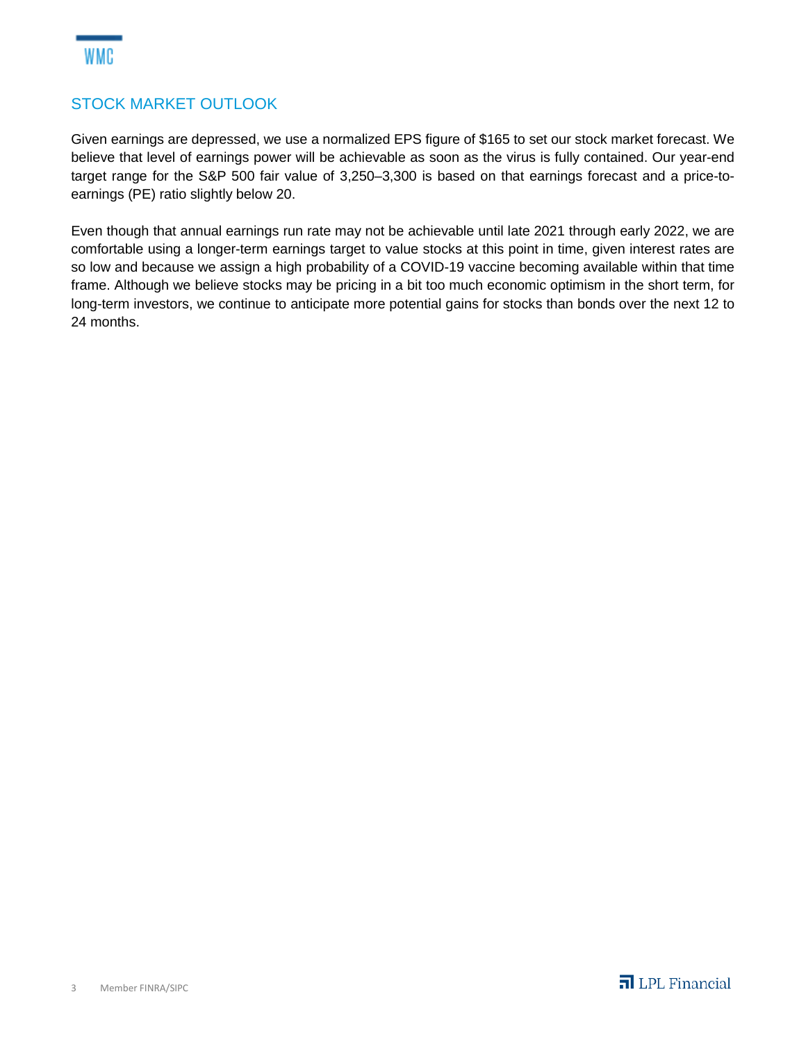## STOCK MARKET OUTLOOK

Given earnings are depressed, we use a normalized EPS figure of $165 to set our stock market forecast. We believe that level of earnings power will be achievable as soon as the virus is fully contained. Our year-end target range for the S&P 500 fair value of 3,250–3,300 is based on that earnings forecast and a price-to-earnings (PE) ratio slightly below 20.

Even though that annual earnings run rate may not be achievable until late 2021 through early 2022, we are comfortable using a longer-term earnings target to value stocks at this point in time, given interest rates are so low and because we assign a high probability of a COVID-19 vaccine becoming available within that time frame. Although we believe stocks may be pricing in a bit too much economic optimism in the short term, for long-term investors, we continue to anticipate more potential gains for stocks than bonds over the next 12 to 24 months.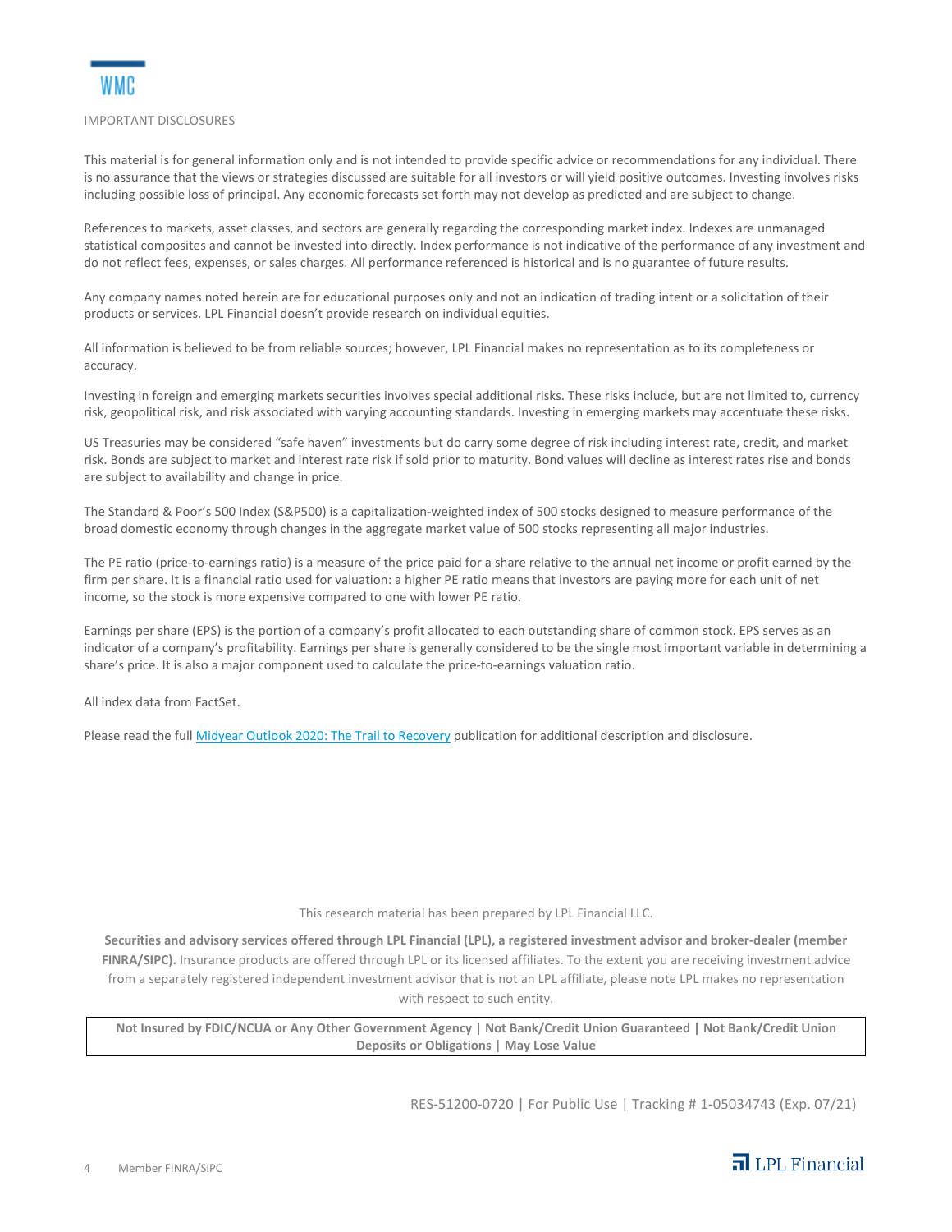IMPORTANT DISCLOSURES

This material is for general information only and is not intended to provide specific advice or recommendations for any individual. There is no assurance that the views or strategies discussed are suitable for all investors or will yield positive outcomes. Investing involves risks including possible loss of principal. Any economic forecasts set forth may not develop as predicted and are subject to change.

References to markets, asset classes, and sectors are generally regarding the corresponding market index. Indexes are unmanaged statistical composites and cannot be invested into directly. Index performance is not indicative of the performance of any investment and do not reflect fees, expenses, or sales charges. All performance referenced is historical and is no guarantee of future results.

Any company names noted herein are for educational purposes only and not an indication of trading intent or a solicitation of their products or services. LPL Financial doesn't provide research on individual equities.

All information is believed to be from reliable sources; however, LPL Financial makes no representation as to its completeness or accuracy.

Investing in foreign and emerging markets securities involves special additional risks. These risks include, but are not limited to, currency risk, geopolitical risk, and risk associated with varying accounting standards. Investing in emerging markets may accentuate these risks.

US Treasuries may be considered "safe haven" investments but do carry some degree of risk including interest rate, credit, and market risk. Bonds are subject to market and interest rate risk if sold prior to maturity. Bond values will decline as interest rates rise and bonds are subject to availability and change in price.

The Standard & Poor's 500 Index (S&P500) is a capitalization-weighted index of 500 stocks designed to measure performance of the broad domestic economy through changes in the aggregate market value of 500 stocks representing all major industries.

The PE ratio (price-to-earnings ratio) is a measure of the price paid for a share relative to the annual net income or profit earned by the firm per share. It is a financial ratio used for valuation: a higher PE ratio means that investors are paying more for each unit of net income, so the stock is more expensive compared to one with lower PE ratio.

Earnings per share (EPS) is the portion of a company's profit allocated to each outstanding share of common stock. EPS serves as an indicator of a company's profitability. Earnings per share is generally considered to be the single most important variable in determining a share's price. It is also a major component used to calculate the price-to-earnings valuation ratio.

All index data from FactSet.

Please read the full Midyear Outlook 2020: The Trail to Recovery publication for additional description and disclosure.

This research material has been prepared by LPL Financial LLC.

**Securities and advisory services offered through LPL Financial (LPL), a registered investment advisor and broker-dealer (member FINRA/SIPC).** Insurance products are offered through LPL or its licensed affiliates. To the extent you are receiving investment advice from a separately registered independent investment advisor that is not an LPL affiliate, please note LPL makes no representation with respect to such entity.

**Not Insured by FDIC/NCUA or Any Other Government Agency | Not Bank/Credit Union Guaranteed | Not Bank/Credit Union Deposits or Obligations | May Lose Value**

RES-51200-0720 | For Public Use | Tracking # 1-05034743 (Exp. 07/21)

Member FINRA/SIPC